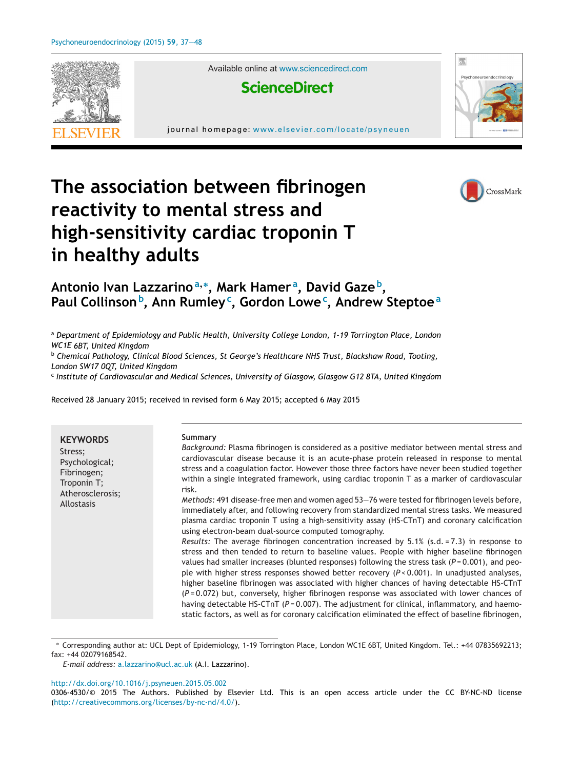# The association between fibrinogen reactivity to mental stress and high-sensitivity cardiac troponin T in healthy adults

Antonio Ivan Lazzarino[a,*], Mark Hamer[a], David Gaze[b], Paul Collinson[b], Ann Rumley[c], Gordon Lowe[c], Andrew Steptoe[a]

[a] *Department of Epidemiology and Public Health, University College London, 1-19 Torrington Place, London WC1E 6BT, United Kingdom*
[b] *Chemical Pathology, Clinical Blood Sciences, St George's Healthcare NHS Trust, Blackshaw Road, Tooting, London SW17 0QT, United Kingdom*
[c] *Institute of Cardiovascular and Medical Sciences, University of Glasgow, Glasgow G12 8TA, United Kingdom*

Received 28 January 2015; received in revised form 6 May 2015; accepted 6 May 2015

**KEYWORDS**
Stress;
Psychological;
Fibrinogen;
Troponin T;
Atherosclerosis;
Allostasis

**Summary**

*Background:* Plasma fibrinogen is considered as a positive mediator between mental stress and cardiovascular disease because it is an acute-phase protein released in response to mental stress and a coagulation factor. However those three factors have never been studied together within a single integrated framework, using cardiac troponin T as a marker of cardiovascular risk.

*Methods:* 491 disease-free men and women aged 53—76 were tested for fibrinogen levels before, immediately after, and following recovery from standardized mental stress tasks. We measured plasma cardiac troponin T using a high-sensitivity assay (HS-CTnT) and coronary calcification using electron-beam dual-source computed tomography.

*Results:* The average fibrinogen concentration increased by 5.1% (s.d. = 7.3) in response to stress and then tended to return to baseline values. People with higher baseline fibrinogen values had smaller increases (blunted responses) following the stress task ($P = 0.001$), and people with higher stress responses showed better recovery ($P < 0.001$). In unadjusted analyses, higher baseline fibrinogen was associated with higher chances of having detectable HS-CTnT ($P = 0.072$) but, conversely, higher fibrinogen response was associated with lower chances of having detectable HS-CTnT ($P = 0.007$). The adjustment for clinical, inflammatory, and haemostatic factors, as well as for coronary calcification eliminated the effect of baseline fibrinogen,

\* Corresponding author at: UCL Dept of Epidemiology, 1-19 Torrington Place, London WC1E 6BT, United Kingdom. Tel.: +44 07835692213; fax: +44 02079168542.
*E-mail address:* a.lazzarino@ucl.ac.uk (A.I. Lazzarino).

http://dx.doi.org/10.1016/j.psyneuen.2015.05.002
0306-4530/© 2015 The Authors. Published by Elsevier Ltd. This is an open access article under the CC BY-NC-ND license (http://creativecommons.org/licenses/by-nc-nd/4.0/).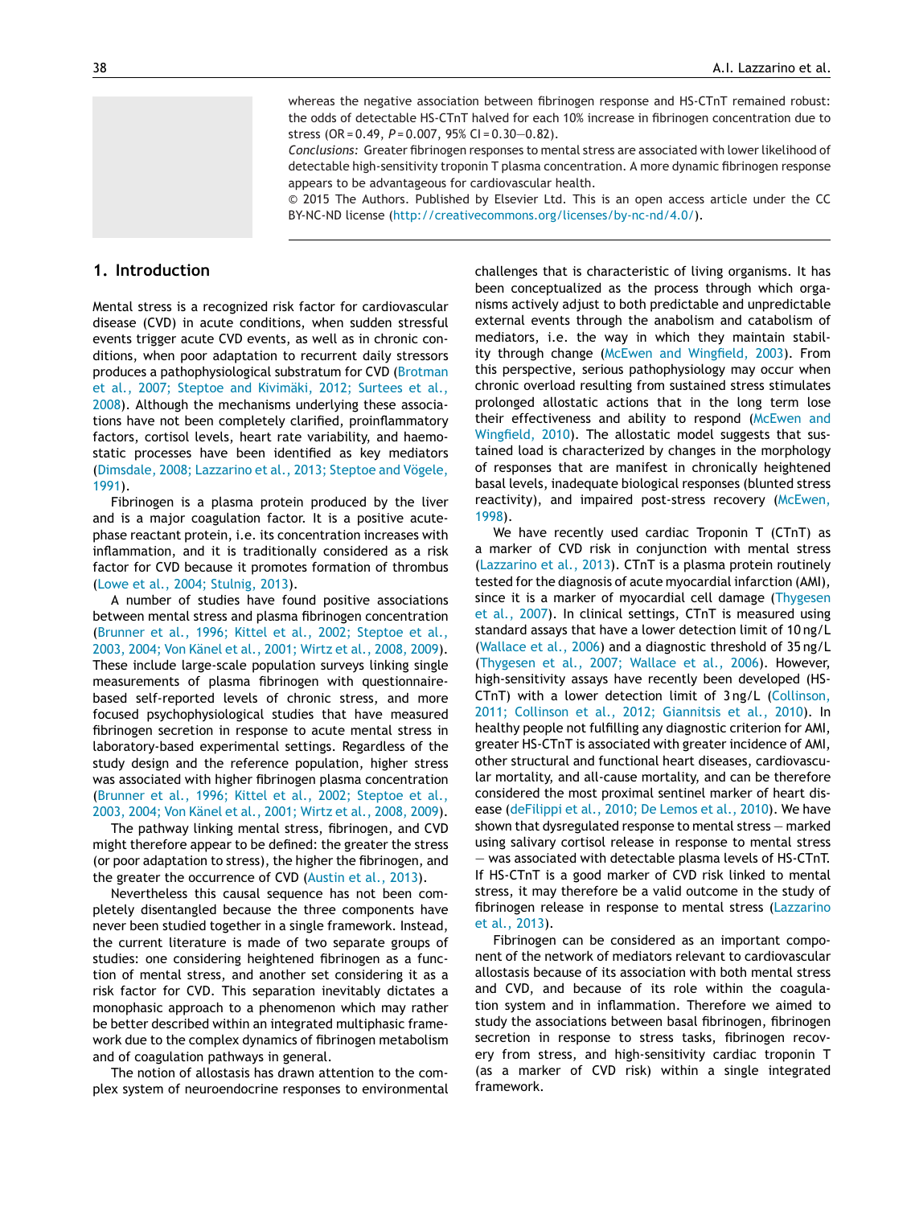whereas the negative association between fibrinogen response and HS-CTnT remained robust: the odds of detectable HS-CTnT halved for each 10% increase in fibrinogen concentration due to stress (OR = 0.49, $P = 0.007$, 95% CI = 0.30—0.82).

*Conclusions:* Greater fibrinogen responses to mental stress are associated with lower likelihood of detectable high-sensitivity troponin T plasma concentration. A more dynamic fibrinogen response appears to be advantageous for cardiovascular health.

© 2015 The Authors. Published by Elsevier Ltd. This is an open access article under the CC BY-NC-ND license (http://creativecommons.org/licenses/by-nc-nd/4.0/).

## 1. Introduction

Mental stress is a recognized risk factor for cardiovascular disease (CVD) in acute conditions, when sudden stressful events trigger acute CVD events, as well as in chronic conditions, when poor adaptation to recurrent daily stressors produces a pathophysiological substratum for CVD (Brotman et al., 2007; Steptoe and Kivimäki, 2012; Surtees et al., 2008). Although the mechanisms underlying these associations have not been completely clarified, proinflammatory factors, cortisol levels, heart rate variability, and haemostatic processes have been identified as key mediators (Dimsdale, 2008; Lazzarino et al., 2013; Steptoe and Vögele, 1991).

Fibrinogen is a plasma protein produced by the liver and is a major coagulation factor. It is a positive acute-phase reactant protein, i.e. its concentration increases with inflammation, and it is traditionally considered as a risk factor for CVD because it promotes formation of thrombus (Lowe et al., 2004; Stulnig, 2013).

A number of studies have found positive associations between mental stress and plasma fibrinogen concentration (Brunner et al., 1996; Kittel et al., 2002; Steptoe et al., 2003, 2004; Von Känel et al., 2001; Wirtz et al., 2008, 2009). These include large-scale population surveys linking single measurements of plasma fibrinogen with questionnaire-based self-reported levels of chronic stress, and more focused psychophysiological studies that have measured fibrinogen secretion in response to acute mental stress in laboratory-based experimental settings. Regardless of the study design and the reference population, higher stress was associated with higher fibrinogen plasma concentration (Brunner et al., 1996; Kittel et al., 2002; Steptoe et al., 2003, 2004; Von Känel et al., 2001; Wirtz et al., 2008, 2009).

The pathway linking mental stress, fibrinogen, and CVD might therefore appear to be defined: the greater the stress (or poor adaptation to stress), the higher the fibrinogen, and the greater the occurrence of CVD (Austin et al., 2013).

Nevertheless this causal sequence has not been completely disentangled because the three components have never been studied together in a single framework. Instead, the current literature is made of two separate groups of studies: one considering heightened fibrinogen as a function of mental stress, and another set considering it as a risk factor for CVD. This separation inevitably dictates a monophasic approach to a phenomenon which may rather be better described within an integrated multiphasic framework due to the complex dynamics of fibrinogen metabolism and of coagulation pathways in general.

The notion of allostasis has drawn attention to the complex system of neuroendocrine responses to environmental challenges that is characteristic of living organisms. It has been conceptualized as the process through which organisms actively adjust to both predictable and unpredictable external events through the anabolism and catabolism of mediators, i.e. the way in which they maintain stability through change (McEwen and Wingfield, 2003). From this perspective, serious pathophysiology may occur when chronic overload resulting from sustained stress stimulates prolonged allostatic actions that in the long term lose their effectiveness and ability to respond (McEwen and Wingfield, 2010). The allostatic model suggests that sustained load is characterized by changes in the morphology of responses that are manifest in chronically heightened basal levels, inadequate biological responses (blunted stress reactivity), and impaired post-stress recovery (McEwen, 1998).

We have recently used cardiac Troponin T (CTnT) as a marker of CVD risk in conjunction with mental stress (Lazzarino et al., 2013). CTnT is a plasma protein routinely tested for the diagnosis of acute myocardial infarction (AMI), since it is a marker of myocardial cell damage (Thygesen et al., 2007). In clinical settings, CTnT is measured using standard assays that have a lower detection limit of 10 ng/L (Wallace et al., 2006) and a diagnostic threshold of 35 ng/L (Thygesen et al., 2007; Wallace et al., 2006). However, high-sensitivity assays have recently been developed (HS-CTnT) with a lower detection limit of 3 ng/L (Collinson, 2011; Collinson et al., 2012; Giannitsis et al., 2010). In healthy people not fulfilling any diagnostic criterion for AMI, greater HS-CTnT is associated with greater incidence of AMI, other structural and functional heart diseases, cardiovascular mortality, and all-cause mortality, and can be therefore considered the most proximal sentinel marker of heart disease (deFilippi et al., 2010; De Lemos et al., 2010). We have shown that dysregulated response to mental stress — marked using salivary cortisol release in response to mental stress — was associated with detectable plasma levels of HS-CTnT. If HS-CTnT is a good marker of CVD risk linked to mental stress, it may therefore be a valid outcome in the study of fibrinogen release in response to mental stress (Lazzarino et al., 2013).

Fibrinogen can be considered as an important component of the network of mediators relevant to cardiovascular allostasis because of its association with both mental stress and CVD, and because of its role within the coagulation system and in inflammation. Therefore we aimed to study the associations between basal fibrinogen, fibrinogen secretion in response to stress tasks, fibrinogen recovery from stress, and high-sensitivity cardiac troponin T (as a marker of CVD risk) within a single integrated framework.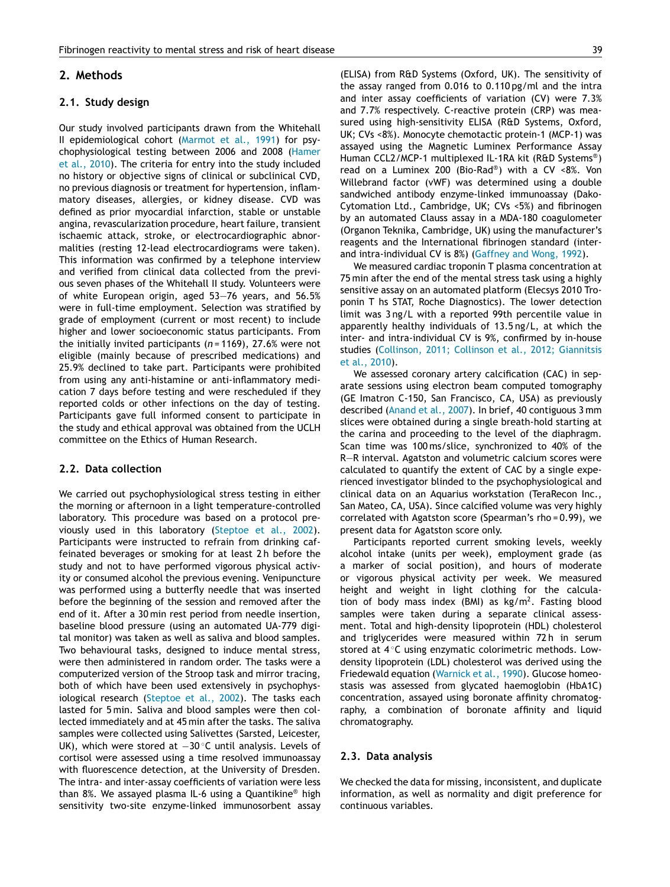## 2. Methods

### 2.1. Study design

Our study involved participants drawn from the Whitehall II epidemiological cohort (Marmot et al., 1991) for psychophysiological testing between 2006 and 2008 (Hamer et al., 2010). The criteria for entry into the study included no history or objective signs of clinical or subclinical CVD, no previous diagnosis or treatment for hypertension, inflammatory diseases, allergies, or kidney disease. CVD was defined as prior myocardial infarction, stable or unstable angina, revascularization procedure, heart failure, transient ischaemic attack, stroke, or electrocardiographic abnormalities (resting 12-lead electrocardiograms were taken). This information was confirmed by a telephone interview and verified from clinical data collected from the previous seven phases of the Whitehall II study. Volunteers were of white European origin, aged 53–76 years, and 56.5% were in full-time employment. Selection was stratified by grade of employment (current or most recent) to include higher and lower socioeconomic status participants. From the initially invited participants ($n = 1169$), 27.6% were not eligible (mainly because of prescribed medications) and 25.9% declined to take part. Participants were prohibited from using any anti-histamine or anti-inflammatory medication 7 days before testing and were rescheduled if they reported colds or other infections on the day of testing. Participants gave full informed consent to participate in the study and ethical approval was obtained from the UCLH committee on the Ethics of Human Research.

### 2.2. Data collection

We carried out psychophysiological stress testing in either the morning or afternoon in a light temperature-controlled laboratory. This procedure was based on a protocol previously used in this laboratory (Steptoe et al., 2002). Participants were instructed to refrain from drinking caffeinated beverages or smoking for at least 2 h before the study and not to have performed vigorous physical activity or consumed alcohol the previous evening. Venipuncture was performed using a butterfly needle that was inserted before the beginning of the session and removed after the end of it. After a 30 min rest period from needle insertion, baseline blood pressure (using an automated UA-779 digital monitor) was taken as well as saliva and blood samples. Two behavioural tasks, designed to induce mental stress, were then administered in random order. The tasks were a computerized version of the Stroop task and mirror tracing, both of which have been used extensively in psychophysiological research (Steptoe et al., 2002). The tasks each lasted for 5 min. Saliva and blood samples were then collected immediately and at 45 min after the tasks. The saliva samples were collected using Salivettes (Sarsted, Leicester, UK), which were stored at −30 °C until analysis. Levels of cortisol were assessed using a time resolved immunoassay with fluorescence detection, at the University of Dresden. The intra- and inter-assay coefficients of variation were less than 8%. We assayed plasma IL-6 using a Quantikine® high sensitivity two-site enzyme-linked immunosorbent assay (ELISA) from R&D Systems (Oxford, UK). The sensitivity of the assay ranged from 0.016 to 0.110 pg/ml and the intra and inter assay coefficients of variation (CV) were 7.3% and 7.7% respectively. C-reactive protein (CRP) was measured using high-sensitivity ELISA (R&D Systems, Oxford, UK; CVs <8%). Monocyte chemotactic protein-1 (MCP-1) was assayed using the Magnetic Luminex Performance Assay Human CCL2/MCP-1 multiplexed IL-1RA kit (R&D Systems®) read on a Luminex 200 (Bio-Rad®) with a CV <8%. Von Willebrand factor (vWF) was determined using a double sandwiched antibody enzyme-linked immunoassay (Dako-Cytomation Ltd., Cambridge, UK; CVs <5%) and fibrinogen by an automated Clauss assay in a MDA-180 coagulometer (Organon Teknika, Cambridge, UK) using the manufacturer's reagents and the International fibrinogen standard (inter- and intra-individual CV is 8%) (Gaffney and Wong, 1992).

We measured cardiac troponin T plasma concentration at 75 min after the end of the mental stress task using a highly sensitive assay on an automated platform (Elecsys 2010 Troponin T hs STAT, Roche Diagnostics). The lower detection limit was 3 ng/L with a reported 99th percentile value in apparently healthy individuals of 13.5 ng/L, at which the inter- and intra-individual CV is 9%, confirmed by in-house studies (Collinson, 2011; Collinson et al., 2012; Giannitsis et al., 2010).

We assessed coronary artery calcification (CAC) in separate sessions using electron beam computed tomography (GE Imatron C-150, San Francisco, CA, USA) as previously described (Anand et al., 2007). In brief, 40 contiguous 3 mm slices were obtained during a single breath-hold starting at the carina and proceeding to the level of the diaphragm. Scan time was 100 ms/slice, synchronized to 40% of the R–R interval. Agatston and volumetric calcium scores were calculated to quantify the extent of CAC by a single experienced investigator blinded to the psychophysiological and clinical data on an Aquarius workstation (TeraRecon Inc., San Mateo, CA, USA). Since calcified volume was very highly correlated with Agatston score (Spearman's rho = 0.99), we present data for Agatston score only.

Participants reported current smoking levels, weekly alcohol intake (units per week), employment grade (as a marker of social position), and hours of moderate or vigorous physical activity per week. We measured height and weight in light clothing for the calculation of body mass index (BMI) as kg/m$^2$. Fasting blood samples were taken during a separate clinical assessment. Total and high-density lipoprotein (HDL) cholesterol and triglycerides were measured within 72 h in serum stored at 4 °C using enzymatic colorimetric methods. Low-density lipoprotein (LDL) cholesterol was derived using the Friedewald equation (Warnick et al., 1990). Glucose homeostasis was assessed from glycated haemoglobin (HbA1C) concentration, assayed using boronate affinity chromatography, a combination of boronate affinity and liquid chromatography.

### 2.3. Data analysis

We checked the data for missing, inconsistent, and duplicate information, as well as normality and digit preference for continuous variables.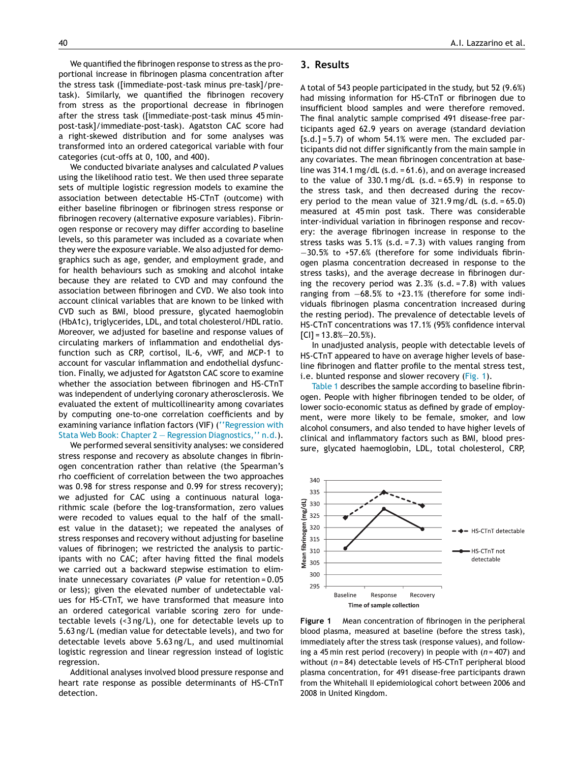We quantified the fibrinogen response to stress as the proportional increase in fibrinogen plasma concentration after the stress task ([immediate-post-task minus pre-task]/pre-task). Similarly, we quantified the fibrinogen recovery from stress as the proportional decrease in fibrinogen after the stress task ([immediate-post-task minus 45 min-post-task]/immediate-post-task). Agatston CAC score had a right-skewed distribution and for some analyses was transformed into an ordered categorical variable with four categories (cut-offs at 0, 100, and 400).

We conducted bivariate analyses and calculated *P* values using the likelihood ratio test. We then used three separate sets of multiple logistic regression models to examine the association between detectable HS-CTnT (outcome) with either baseline fibrinogen or fibrinogen stress response or fibrinogen recovery (alternative exposure variables). Fibrinogen response or recovery may differ according to baseline levels, so this parameter was included as a covariate when they were the exposure variable. We also adjusted for demographics such as age, gender, and employment grade, and for health behaviours such as smoking and alcohol intake because they are related to CVD and may confound the association between fibrinogen and CVD. We also took into account clinical variables that are known to be linked with CVD such as BMI, blood pressure, glycated haemoglobin (HbA1c), triglycerides, LDL, and total cholesterol/HDL ratio. Moreover, we adjusted for baseline and response values of circulating markers of inflammation and endothelial dysfunction such as CRP, cortisol, IL-6, vWF, and MCP-1 to account for vascular inflammation and endothelial dysfunction. Finally, we adjusted for Agatston CAC score to examine whether the association between fibrinogen and HS-CTnT was independent of underlying coronary atherosclerosis. We evaluated the extent of multicollinearity among covariates by computing one-to-one correlation coefficients and by examining variance inflation factors (VIF) (''Regression with Stata Web Book: Chapter 2 — Regression Diagnostics,'' n.d.).

We performed several sensitivity analyses: we considered stress response and recovery as absolute changes in fibrinogen concentration rather than relative (the Spearman's rho coefficient of correlation between the two approaches was 0.98 for stress response and 0.99 for stress recovery); we adjusted for CAC using a continuous natural logarithmic scale (before the log-transformation, zero values were recoded to values equal to the half of the smallest value in the dataset); we repeated the analyses of stress responses and recovery without adjusting for baseline values of fibrinogen; we restricted the analysis to participants with no CAC; after having fitted the final models we carried out a backward stepwise estimation to eliminate unnecessary covariates (*P* value for retention = 0.05 or less); given the elevated number of undetectable values for HS-CTnT, we have transformed that measure into an ordered categorical variable scoring zero for undetectable levels (<3 ng/L), one for detectable levels up to 5.63 ng/L (median value for detectable levels), and two for detectable levels above 5.63 ng/L, and used multinomial logistic regression and linear regression instead of logistic regression.

Additional analyses involved blood pressure response and heart rate response as possible determinants of HS-CTnT detection.

## 3. Results

A total of 543 people participated in the study, but 52 (9.6%) had missing information for HS-CTnT or fibrinogen due to insufficient blood samples and were therefore removed. The final analytic sample comprised 491 disease-free participants aged 62.9 years on average (standard deviation [s.d.] = 5.7) of whom 54.1% were men. The excluded participants did not differ significantly from the main sample in any covariates. The mean fibrinogen concentration at baseline was 314.1 mg/dL (s.d. = 61.6), and on average increased to the value of 330.1 mg/dL (s.d. = 65.9) in response to the stress task, and then decreased during the recovery period to the mean value of 321.9 mg/dL (s.d. = 65.0) measured at 45 min post task. There was considerable inter-individual variation in fibrinogen response and recovery: the average fibrinogen increase in response to the stress tasks was 5.1% (s.d. = 7.3) with values ranging from −30.5% to +57.6% (therefore for some individuals fibrinogen plasma concentration decreased in response to the stress tasks), and the average decrease in fibrinogen during the recovery period was 2.3% (s.d. = 7.8) with values ranging from −68.5% to +23.1% (therefore for some individuals fibrinogen plasma concentration increased during the resting period). The prevalence of detectable levels of HS-CTnT concentrations was 17.1% (95% confidence interval [CI] = 13.8%—20.5%).

In unadjusted analysis, people with detectable levels of HS-CTnT appeared to have on average higher levels of baseline fibrinogen and flatter profile to the mental stress test, i.e. blunted response and slower recovery (Fig. 1).

Table 1 describes the sample according to baseline fibrinogen. People with higher fibrinogen tended to be older, of lower socio-economic status as defined by grade of employment, were more likely to be female, smoker, and low alcohol consumers, and also tended to have higher levels of clinical and inflammatory factors such as BMI, blood pressure, glycated haemoglobin, LDL, total cholesterol, CRP,

**Figure 1** Mean concentration of fibrinogen in the peripheral blood plasma, measured at baseline (before the stress task), immediately after the stress task (response values), and following a 45 min rest period (recovery) in people with ($n$ = 407) and without ($n$ = 84) detectable levels of HS-CTnT peripheral blood plasma concentration, for 491 disease-free participants drawn from the Whitehall II epidemiological cohort between 2006 and 2008 in United Kingdom.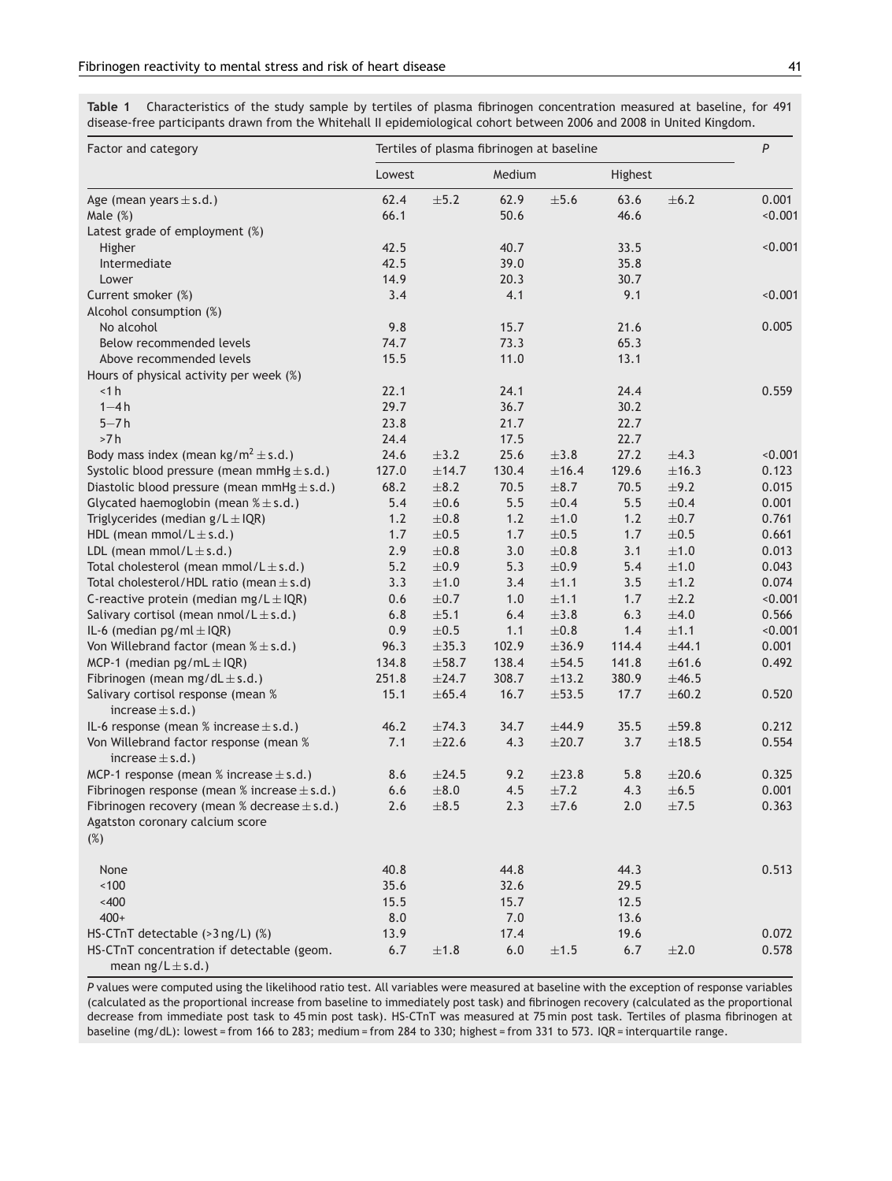**Table 1** Characteristics of the study sample by tertiles of plasma fibrinogen concentration measured at baseline, for 491 disease-free participants drawn from the Whitehall II epidemiological cohort between 2006 and 2008 in United Kingdom.

| Factor and category | Tertiles of plasma fibrinogen at baseline | | | | | | *P* |
|---|---|---|---|---|---|---|---|
| | Lowest | | Medium | | Highest | | |
| Age (mean years ± s.d.) | 62.4 | ±5.2 | 62.9 | ±5.6 | 63.6 | ±6.2 | 0.001 |
| Male (%) | 66.1 | | 50.6 | | 46.6 | | <0.001 |
| Latest grade of employment (%) | | | | | | | |
| Higher | 42.5 | | 40.7 | | 33.5 | | <0.001 |
| Intermediate | 42.5 | | 39.0 | | 35.8 | | |
| Lower | 14.9 | | 20.3 | | 30.7 | | |
| Current smoker (%) | 3.4 | | 4.1 | | 9.1 | | <0.001 |
| Alcohol consumption (%) | | | | | | | |
| No alcohol | 9.8 | | 15.7 | | 21.6 | | 0.005 |
| Below recommended levels | 74.7 | | 73.3 | | 65.3 | | |
| Above recommended levels | 15.5 | | 11.0 | | 13.1 | | |
| Hours of physical activity per week (%) | | | | | | | |
| <1 h | 22.1 | | 24.1 | | 24.4 | | 0.559 |
| 1–4 h | 29.7 | | 36.7 | | 30.2 | | |
| 5–7 h | 23.8 | | 21.7 | | 22.7 | | |
| >7 h | 24.4 | | 17.5 | | 22.7 | | |
| Body mass index (mean kg/m$^2$ ± s.d.) | 24.6 | ±3.2 | 25.6 | ±3.8 | 27.2 | ±4.3 | <0.001 |
| Systolic blood pressure (mean mmHg ± s.d.) | 127.0 | ±14.7 | 130.4 | ±16.4 | 129.6 | ±16.3 | 0.123 |
| Diastolic blood pressure (mean mmHg ± s.d.) | 68.2 | ±8.2 | 70.5 | ±8.7 | 70.5 | ±9.2 | 0.015 |
| Glycated haemoglobin (mean % ± s.d.) | 5.4 | ±0.6 | 5.5 | ±0.4 | 5.5 | ±0.4 | 0.001 |
| Triglycerides (median g/L ± IQR) | 1.2 | ±0.8 | 1.2 | ±1.0 | 1.2 | ±0.7 | 0.761 |
| HDL (mean mmol/L ± s.d.) | 1.7 | ±0.5 | 1.7 | ±0.5 | 1.7 | ±0.5 | 0.661 |
| LDL (mean mmol/L ± s.d.) | 2.9 | ±0.8 | 3.0 | ±0.8 | 3.1 | ±1.0 | 0.013 |
| Total cholesterol (mean mmol/L ± s.d.) | 5.2 | ±0.9 | 5.3 | ±0.9 | 5.4 | ±1.0 | 0.043 |
| Total cholesterol/HDL ratio (mean ± s.d) | 3.3 | ±1.0 | 3.4 | ±1.1 | 3.5 | ±1.2 | 0.074 |
| C-reactive protein (median mg/L ± IQR) | 0.6 | ±0.7 | 1.0 | ±1.1 | 1.7 | ±2.2 | <0.001 |
| Salivary cortisol (mean nmol/L ± s.d.) | 6.8 | ±5.1 | 6.4 | ±3.8 | 6.3 | ±4.0 | 0.566 |
| IL-6 (median pg/ml ± IQR) | 0.9 | ±0.5 | 1.1 | ±0.8 | 1.4 | ±1.1 | <0.001 |
| Von Willebrand factor (mean % ± s.d.) | 96.3 | ±35.3 | 102.9 | ±36.9 | 114.4 | ±44.1 | 0.001 |
| MCP-1 (median pg/mL ± IQR) | 134.8 | ±58.7 | 138.4 | ±54.5 | 141.8 | ±61.6 | 0.492 |
| Fibrinogen (mean mg/dL ± s.d.) | 251.8 | ±24.7 | 308.7 | ±13.2 | 380.9 | ±46.5 | |
| Salivary cortisol response (mean % increase ± s.d.) | 15.1 | ±65.4 | 16.7 | ±53.5 | 17.7 | ±60.2 | 0.520 |
| IL-6 response (mean % increase ± s.d.) | 46.2 | ±74.3 | 34.7 | ±44.9 | 35.5 | ±59.8 | 0.212 |
| Von Willebrand factor response (mean % increase ± s.d.) | 7.1 | ±22.6 | 4.3 | ±20.7 | 3.7 | ±18.5 | 0.554 |
| MCP-1 response (mean % increase ± s.d.) | 8.6 | ±24.5 | 9.2 | ±23.8 | 5.8 | ±20.6 | 0.325 |
| Fibrinogen response (mean % increase ± s.d.) | 6.6 | ±8.0 | 4.5 | ±7.2 | 4.3 | ±6.5 | 0.001 |
| Fibrinogen recovery (mean % decrease ± s.d.) | 2.6 | ±8.5 | 2.3 | ±7.6 | 2.0 | ±7.5 | 0.363 |
| Agatston coronary calcium score (%) | | | | | | | |
| None | 40.8 | | 44.8 | | 44.3 | | 0.513 |
| <100 | 35.6 | | 32.6 | | 29.5 | | |
| <400 | 15.5 | | 15.7 | | 12.5 | | |
| 400+ | 8.0 | | 7.0 | | 13.6 | | |
| HS-CTnT detectable (>3 ng/L) (%) | 13.9 | | 17.4 | | 19.6 | | 0.072 |
| HS-CTnT concentration if detectable (geom. mean ng/L ± s.d.) | 6.7 | ±1.8 | 6.0 | ±1.5 | 6.7 | ±2.0 | 0.578 |

*P* values were computed using the likelihood ratio test. All variables were measured at baseline with the exception of response variables (calculated as the proportional increase from baseline to immediately post task) and fibrinogen recovery (calculated as the proportional decrease from immediate post task to 45 min post task). HS-CTnT was measured at 75 min post task. Tertiles of plasma fibrinogen at baseline (mg/dL): lowest = from 166 to 283; medium = from 284 to 330; highest = from 331 to 573. IQR = interquartile range.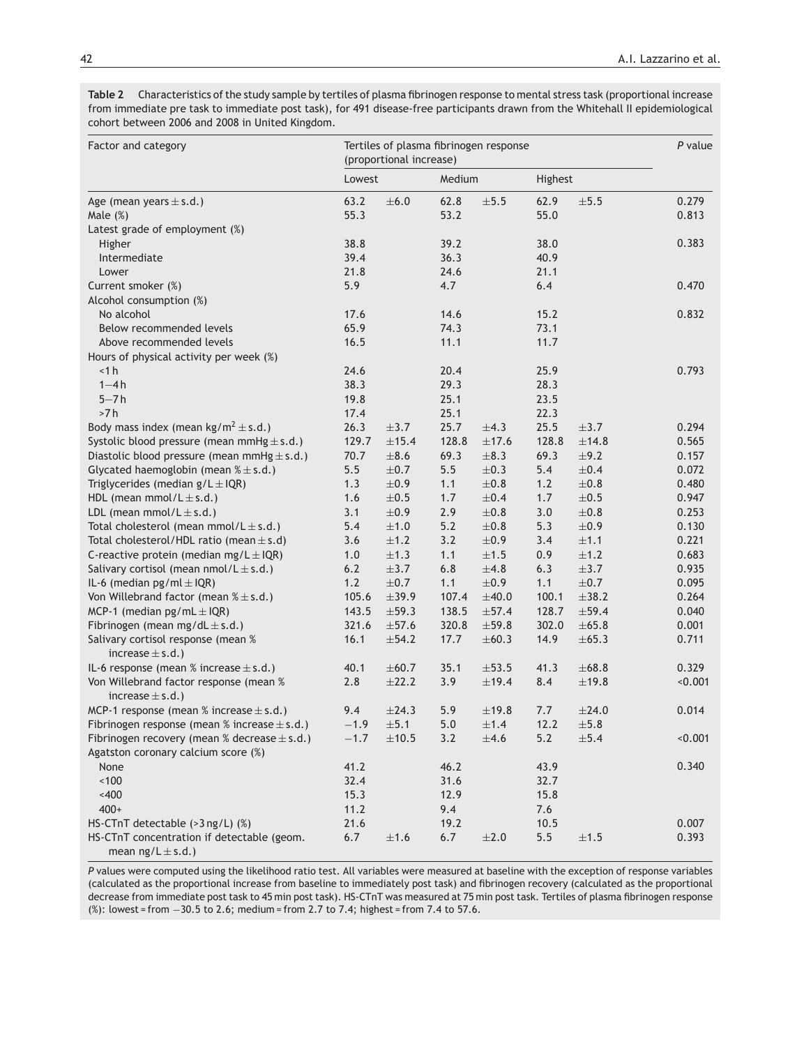**Table 2** Characteristics of the study sample by tertiles of plasma fibrinogen response to mental stress task (proportional increase from immediate pre task to immediate post task), for 491 disease-free participants drawn from the Whitehall II epidemiological cohort between 2006 and 2008 in United Kingdom.

| Factor and category | Tertiles of plasma fibrinogen response (proportional increase) | | | | | | *P* value |
|---|---|---|---|---|---|---|---|
| | Lowest | | Medium | | Highest | | |
| Age (mean years ± s.d.) | 63.2 | ±6.0 | 62.8 | ±5.5 | 62.9 | ±5.5 | 0.279 |
| Male (%) | 55.3 | | 53.2 | | 55.0 | | 0.813 |
| Latest grade of employment (%) | | | | | | | |
| Higher | 38.8 | | 39.2 | | 38.0 | | 0.383 |
| Intermediate | 39.4 | | 36.3 | | 40.9 | | |
| Lower | 21.8 | | 24.6 | | 21.1 | | |
| Current smoker (%) | 5.9 | | 4.7 | | 6.4 | | 0.470 |
| Alcohol consumption (%) | | | | | | | |
| No alcohol | 17.6 | | 14.6 | | 15.2 | | 0.832 |
| Below recommended levels | 65.9 | | 74.3 | | 73.1 | | |
| Above recommended levels | 16.5 | | 11.1 | | 11.7 | | |
| Hours of physical activity per week (%) | | | | | | | |
| <1 h | 24.6 | | 20.4 | | 25.9 | | 0.793 |
| 1–4 h | 38.3 | | 29.3 | | 28.3 | | |
| 5–7 h | 19.8 | | 25.1 | | 23.5 | | |
| >7 h | 17.4 | | 25.1 | | 22.3 | | |
| Body mass index (mean kg/m$^2$ ± s.d.) | 26.3 | ±3.7 | 25.7 | ±4.3 | 25.5 | ±3.7 | 0.294 |
| Systolic blood pressure (mean mmHg ± s.d.) | 129.7 | ±15.4 | 128.8 | ±17.6 | 128.8 | ±14.8 | 0.565 |
| Diastolic blood pressure (mean mmHg ± s.d.) | 70.7 | ±8.6 | 69.3 | ±8.3 | 69.3 | ±9.2 | 0.157 |
| Glycated haemoglobin (mean % ± s.d.) | 5.5 | ±0.7 | 5.5 | ±0.3 | 5.4 | ±0.4 | 0.072 |
| Triglycerides (median g/L ± IQR) | 1.3 | ±0.9 | 1.1 | ±0.8 | 1.2 | ±0.8 | 0.480 |
| HDL (mean mmol/L ± s.d.) | 1.6 | ±0.5 | 1.7 | ±0.4 | 1.7 | ±0.5 | 0.947 |
| LDL (mean mmol/L ± s.d.) | 3.1 | ±0.9 | 2.9 | ±0.8 | 3.0 | ±0.8 | 0.253 |
| Total cholesterol (mean mmol/L ± s.d.) | 5.4 | ±1.0 | 5.2 | ±0.8 | 5.3 | ±0.9 | 0.130 |
| Total cholesterol/HDL ratio (mean ± s.d) | 3.6 | ±1.2 | 3.2 | ±0.9 | 3.4 | ±1.1 | 0.221 |
| C-reactive protein (median mg/L ± IQR) | 1.0 | ±1.3 | 1.1 | ±1.5 | 0.9 | ±1.2 | 0.683 |
| Salivary cortisol (mean nmol/L ± s.d.) | 6.2 | ±3.7 | 6.8 | ±4.8 | 6.3 | ±3.7 | 0.935 |
| IL-6 (median pg/ml ± IQR) | 1.2 | ±0.7 | 1.1 | ±0.9 | 1.1 | ±0.7 | 0.095 |
| Von Willebrand factor (mean % ± s.d.) | 105.6 | ±39.9 | 107.4 | ±40.0 | 100.1 | ±38.2 | 0.264 |
| MCP-1 (median pg/mL ± IQR) | 143.5 | ±59.3 | 138.5 | ±57.4 | 128.7 | ±59.4 | 0.040 |
| Fibrinogen (mean mg/dL ± s.d.) | 321.6 | ±57.6 | 320.8 | ±59.8 | 302.0 | ±65.8 | 0.001 |
| Salivary cortisol response (mean % increase ± s.d.) | 16.1 | ±54.2 | 17.7 | ±60.3 | 14.9 | ±65.3 | 0.711 |
| IL-6 response (mean % increase ± s.d.) | 40.1 | ±60.7 | 35.1 | ±53.5 | 41.3 | ±68.8 | 0.329 |
| Von Willebrand factor response (mean % increase ± s.d.) | 2.8 | ±22.2 | 3.9 | ±19.4 | 8.4 | ±19.8 | <0.001 |
| MCP-1 response (mean % increase ± s.d.) | 9.4 | ±24.3 | 5.9 | ±19.8 | 7.7 | ±24.0 | 0.014 |
| Fibrinogen response (mean % increase ± s.d.) | −1.9 | ±5.1 | 5.0 | ±1.4 | 12.2 | ±5.8 | |
| Fibrinogen recovery (mean % decrease ± s.d.) | −1.7 | ±10.5 | 3.2 | ±4.6 | 5.2 | ±5.4 | <0.001 |
| Agatston coronary calcium score (%) | | | | | | | |
| None | 41.2 | | 46.2 | | 43.9 | | 0.340 |
| <100 | 32.4 | | 31.6 | | 32.7 | | |
| <400 | 15.3 | | 12.9 | | 15.8 | | |
| 400+ | 11.2 | | 9.4 | | 7.6 | | |
| HS-CTnT detectable (>3 ng/L) (%) | 21.6 | | 19.2 | | 10.5 | | 0.007 |
| HS-CTnT concentration if detectable (geom. mean ng/L ± s.d.) | 6.7 | ±1.6 | 6.7 | ±2.0 | 5.5 | ±1.5 | 0.393 |

*P* values were computed using the likelihood ratio test. All variables were measured at baseline with the exception of response variables (calculated as the proportional increase from baseline to immediately post task) and fibrinogen recovery (calculated as the proportional decrease from immediate post task to 45 min post task). HS-CTnT was measured at 75 min post task. Tertiles of plasma fibrinogen response (%): lowest = from −30.5 to 2.6; medium = from 2.7 to 7.4; highest = from 7.4 to 57.6.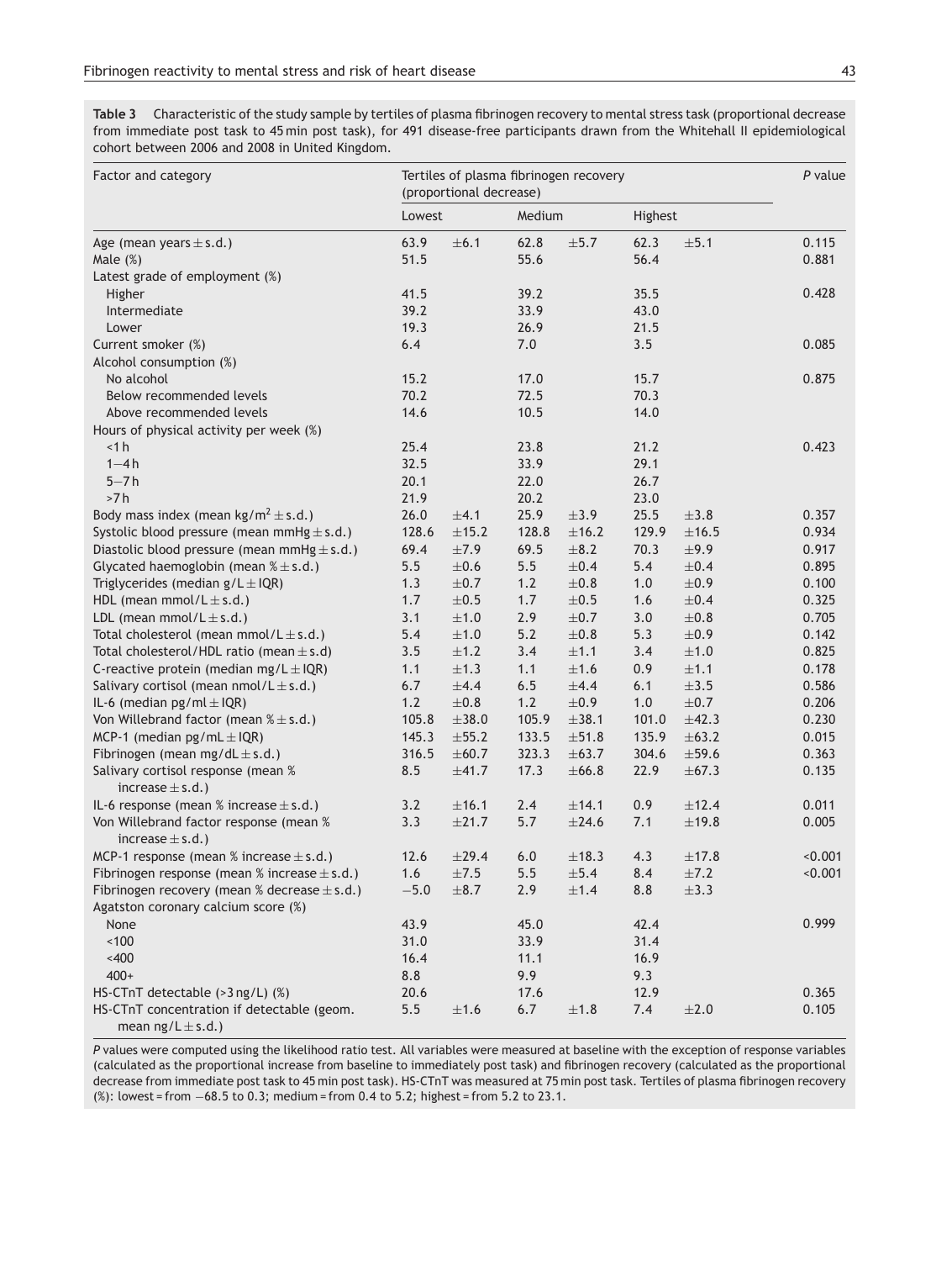**Table 3** Characteristic of the study sample by tertiles of plasma fibrinogen recovery to mental stress task (proportional decrease from immediate post task to 45 min post task), for 491 disease-free participants drawn from the Whitehall II epidemiological cohort between 2006 and 2008 in United Kingdom.

| Factor and category | Tertiles of plasma fibrinogen recovery (proportional decrease) | | | | | | *P* value |
|---|---|---|---|---|---|---|---|
| | Lowest | | Medium | | Highest | | |
| Age (mean years ± s.d.) | 63.9 | ±6.1 | 62.8 | ±5.7 | 62.3 | ±5.1 | 0.115 |
| Male (%) | 51.5 | | 55.6 | | 56.4 | | 0.881 |
| Latest grade of employment (%) | | | | | | | |
| Higher | 41.5 | | 39.2 | | 35.5 | | 0.428 |
| Intermediate | 39.2 | | 33.9 | | 43.0 | | |
| Lower | 19.3 | | 26.9 | | 21.5 | | |
| Current smoker (%) | 6.4 | | 7.0 | | 3.5 | | 0.085 |
| Alcohol consumption (%) | | | | | | | |
| No alcohol | 15.2 | | 17.0 | | 15.7 | | 0.875 |
| Below recommended levels | 70.2 | | 72.5 | | 70.3 | | |
| Above recommended levels | 14.6 | | 10.5 | | 14.0 | | |
| Hours of physical activity per week (%) | | | | | | | |
| <1 h | 25.4 | | 23.8 | | 21.2 | | 0.423 |
| 1–4 h | 32.5 | | 33.9 | | 29.1 | | |
| 5–7 h | 20.1 | | 22.0 | | 26.7 | | |
| >7 h | 21.9 | | 20.2 | | 23.0 | | |
| Body mass index (mean kg/m$^2$ ± s.d.) | 26.0 | ±4.1 | 25.9 | ±3.9 | 25.5 | ±3.8 | 0.357 |
| Systolic blood pressure (mean mmHg ± s.d.) | 128.6 | ±15.2 | 128.8 | ±16.2 | 129.9 | ±16.5 | 0.934 |
| Diastolic blood pressure (mean mmHg ± s.d.) | 69.4 | ±7.9 | 69.5 | ±8.2 | 70.3 | ±9.9 | 0.917 |
| Glycated haemoglobin (mean % ± s.d.) | 5.5 | ±0.6 | 5.5 | ±0.4 | 5.4 | ±0.4 | 0.895 |
| Triglycerides (median g/L ± IQR) | 1.3 | ±0.7 | 1.2 | ±0.8 | 1.0 | ±0.9 | 0.100 |
| HDL (mean mmol/L ± s.d.) | 1.7 | ±0.5 | 1.7 | ±0.5 | 1.6 | ±0.4 | 0.325 |
| LDL (mean mmol/L ± s.d.) | 3.1 | ±1.0 | 2.9 | ±0.7 | 3.0 | ±0.8 | 0.705 |
| Total cholesterol (mean mmol/L ± s.d.) | 5.4 | ±1.0 | 5.2 | ±0.8 | 5.3 | ±0.9 | 0.142 |
| Total cholesterol/HDL ratio (mean ± s.d) | 3.5 | ±1.2 | 3.4 | ±1.1 | 3.4 | ±1.0 | 0.825 |
| C-reactive protein (median mg/L ± IQR) | 1.1 | ±1.3 | 1.1 | ±1.6 | 0.9 | ±1.1 | 0.178 |
| Salivary cortisol (mean nmol/L ± s.d.) | 6.7 | ±4.4 | 6.5 | ±4.4 | 6.1 | ±3.5 | 0.586 |
| IL-6 (median pg/ml ± IQR) | 1.2 | ±0.8 | 1.2 | ±0.9 | 1.0 | ±0.7 | 0.206 |
| Von Willebrand factor (mean % ± s.d.) | 105.8 | ±38.0 | 105.9 | ±38.1 | 101.0 | ±42.3 | 0.230 |
| MCP-1 (median pg/mL ± IQR) | 145.3 | ±55.2 | 133.5 | ±51.8 | 135.9 | ±63.2 | 0.015 |
| Fibrinogen (mean mg/dL ± s.d.) | 316.5 | ±60.7 | 323.3 | ±63.7 | 304.6 | ±59.6 | 0.363 |
| Salivary cortisol response (mean % increase ± s.d.) | 8.5 | ±41.7 | 17.3 | ±66.8 | 22.9 | ±67.3 | 0.135 |
| IL-6 response (mean % increase ± s.d.) | 3.2 | ±16.1 | 2.4 | ±14.1 | 0.9 | ±12.4 | 0.011 |
| Von Willebrand factor response (mean % increase ± s.d.) | 3.3 | ±21.7 | 5.7 | ±24.6 | 7.1 | ±19.8 | 0.005 |
| MCP-1 response (mean % increase ± s.d.) | 12.6 | ±29.4 | 6.0 | ±18.3 | 4.3 | ±17.8 | <0.001 |
| Fibrinogen response (mean % increase ± s.d.) | 1.6 | ±7.5 | 5.5 | ±5.4 | 8.4 | ±7.2 | <0.001 |
| Fibrinogen recovery (mean % decrease ± s.d.) | −5.0 | ±8.7 | 2.9 | ±1.4 | 8.8 | ±3.3 | |
| Agatston coronary calcium score (%) | | | | | | | |
| None | 43.9 | | 45.0 | | 42.4 | | 0.999 |
| <100 | 31.0 | | 33.9 | | 31.4 | | |
| <400 | 16.4 | | 11.1 | | 16.9 | | |
| 400+ | 8.8 | | 9.9 | | 9.3 | | |
| HS-CTnT detectable (>3 ng/L) (%) | 20.6 | | 17.6 | | 12.9 | | 0.365 |
| HS-CTnT concentration if detectable (geom. mean ng/L ± s.d.) | 5.5 | ±1.6 | 6.7 | ±1.8 | 7.4 | ±2.0 | 0.105 |

*P* values were computed using the likelihood ratio test. All variables were measured at baseline with the exception of response variables (calculated as the proportional increase from baseline to immediately post task) and fibrinogen recovery (calculated as the proportional decrease from immediate post task to 45 min post task). HS-CTnT was measured at 75 min post task. Tertiles of plasma fibrinogen recovery (%): lowest = from −68.5 to 0.3; medium = from 0.4 to 5.2; highest = from 5.2 to 23.1.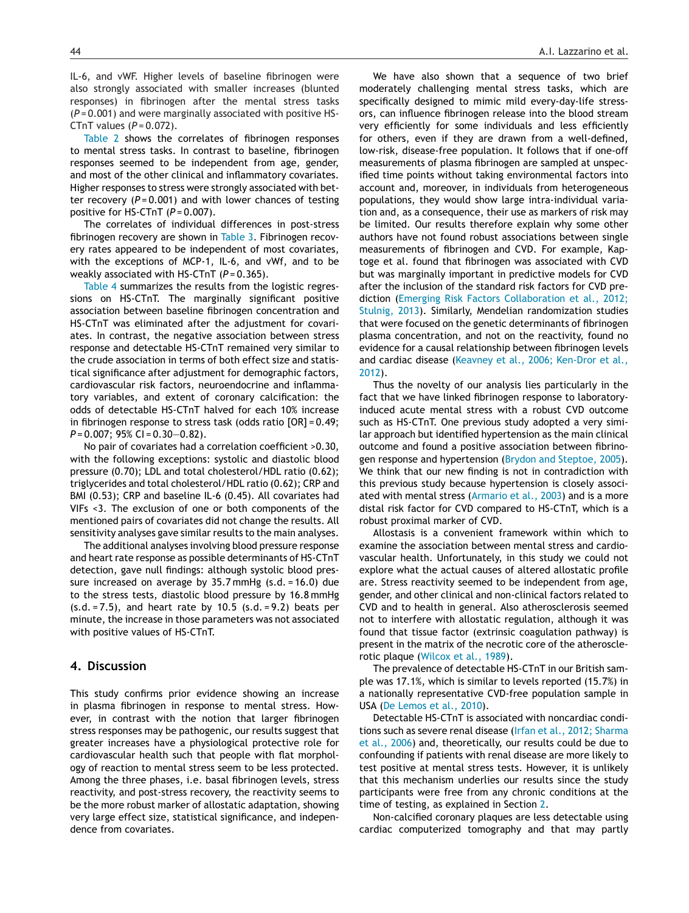IL-6, and vWF. Higher levels of baseline fibrinogen were also strongly associated with smaller increases (blunted responses) in fibrinogen after the mental stress tasks ($P = 0.001$) and were marginally associated with positive HS-CTnT values ($P = 0.072$).

Table 2 shows the correlates of fibrinogen responses to mental stress tasks. In contrast to baseline, fibrinogen responses seemed to be independent from age, gender, and most of the other clinical and inflammatory covariates. Higher responses to stress were strongly associated with better recovery ($P = 0.001$) and with lower chances of testing positive for HS-CTnT ($P = 0.007$).

The correlates of individual differences in post-stress fibrinogen recovery are shown in Table 3. Fibrinogen recovery rates appeared to be independent of most covariates, with the exceptions of MCP-1, IL-6, and vWf, and to be weakly associated with HS-CTnT ($P = 0.365$).

Table 4 summarizes the results from the logistic regressions on HS-CTnT. The marginally significant positive association between baseline fibrinogen concentration and HS-CTnT was eliminated after the adjustment for covariates. In contrast, the negative association between stress response and detectable HS-CTnT remained very similar to the crude association in terms of both effect size and statistical significance after adjustment for demographic factors, cardiovascular risk factors, neuroendocrine and inflammatory variables, and extent of coronary calcification: the odds of detectable HS-CTnT halved for each 10% increase in fibrinogen response to stress task (odds ratio [OR] = 0.49; $P = 0.007$; 95% CI = 0.30—0.82).

No pair of covariates had a correlation coefficient >0.30, with the following exceptions: systolic and diastolic blood pressure (0.70); LDL and total cholesterol/HDL ratio (0.62); triglycerides and total cholesterol/HDL ratio (0.62); CRP and BMI (0.53); CRP and baseline IL-6 (0.45). All covariates had VIFs <3. The exclusion of one or both components of the mentioned pairs of covariates did not change the results. All sensitivity analyses gave similar results to the main analyses.

The additional analyses involving blood pressure response and heart rate response as possible determinants of HS-CTnT detection, gave null findings: although systolic blood pressure increased on average by 35.7 mmHg (s.d. = 16.0) due to the stress tests, diastolic blood pressure by 16.8 mmHg (s.d. = 7.5), and heart rate by 10.5 (s.d. = 9.2) beats per minute, the increase in those parameters was not associated with positive values of HS-CTnT.

## 4. Discussion

This study confirms prior evidence showing an increase in plasma fibrinogen in response to mental stress. However, in contrast with the notion that larger fibrinogen stress responses may be pathogenic, our results suggest that greater increases have a physiological protective role for cardiovascular health such that people with flat morphology of reaction to mental stress seem to be less protected. Among the three phases, i.e. basal fibrinogen levels, stress reactivity, and post-stress recovery, the reactivity seems to be the more robust marker of allostatic adaptation, showing very large effect size, statistical significance, and independence from covariates.

We have also shown that a sequence of two brief moderately challenging mental stress tasks, which are specifically designed to mimic mild every-day-life stressors, can influence fibrinogen release into the blood stream very efficiently for some individuals and less efficiently for others, even if they are drawn from a well-defined, low-risk, disease-free population. It follows that if one-off measurements of plasma fibrinogen are sampled at unspecified time points without taking environmental factors into account and, moreover, in individuals from heterogeneous populations, they would show large intra-individual variation and, as a consequence, their use as markers of risk may be limited. Our results therefore explain why some other authors have not found robust associations between single measurements of fibrinogen and CVD. For example, Kaptoge et al. found that fibrinogen was associated with CVD but was marginally important in predictive models for CVD after the inclusion of the standard risk factors for CVD prediction (Emerging Risk Factors Collaboration et al., 2012; Stulnig, 2013). Similarly, Mendelian randomization studies that were focused on the genetic determinants of fibrinogen plasma concentration, and not on the reactivity, found no evidence for a causal relationship between fibrinogen levels and cardiac disease (Keavney et al., 2006; Ken-Dror et al., 2012).

Thus the novelty of our analysis lies particularly in the fact that we have linked fibrinogen response to laboratory-induced acute mental stress with a robust CVD outcome such as HS-CTnT. One previous study adopted a very similar approach but identified hypertension as the main clinical outcome and found a positive association between fibrinogen response and hypertension (Brydon and Steptoe, 2005). We think that our new finding is not in contradiction with this previous study because hypertension is closely associated with mental stress (Armario et al., 2003) and is a more distal risk factor for CVD compared to HS-CTnT, which is a robust proximal marker of CVD.

Allostasis is a convenient framework within which to examine the association between mental stress and cardiovascular health. Unfortunately, in this study we could not explore what the actual causes of altered allostatic profile are. Stress reactivity seemed to be independent from age, gender, and other clinical and non-clinical factors related to CVD and to health in general. Also atherosclerosis seemed not to interfere with allostatic regulation, although it was found that tissue factor (extrinsic coagulation pathway) is present in the matrix of the necrotic core of the atherosclerotic plaque (Wilcox et al., 1989).

The prevalence of detectable HS-CTnT in our British sample was 17.1%, which is similar to levels reported (15.7%) in a nationally representative CVD-free population sample in USA (De Lemos et al., 2010).

Detectable HS-CTnT is associated with noncardiac conditions such as severe renal disease (Irfan et al., 2012; Sharma et al., 2006) and, theoretically, our results could be due to confounding if patients with renal disease are more likely to test positive at mental stress tests. However, it is unlikely that this mechanism underlies our results since the study participants were free from any chronic conditions at the time of testing, as explained in Section 2.

Non-calcified coronary plaques are less detectable using cardiac computerized tomography and that may partly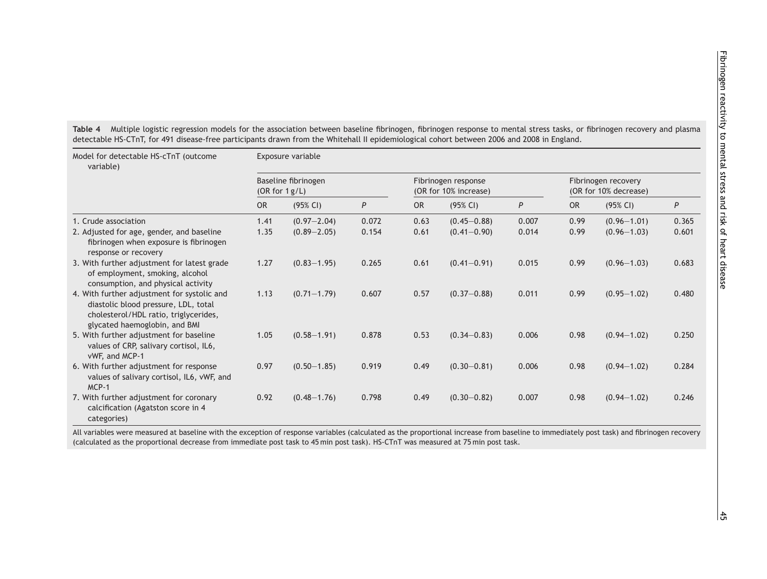**Table 4** Multiple logistic regression models for the association between baseline fibrinogen, fibrinogen response to mental stress tasks, or fibrinogen recovery and plasma detectable HS-CTnT, for 491 disease-free participants drawn from the Whitehall II epidemiological cohort between 2006 and 2008 in England.

| Model for detectable HS-cTnT (outcome variable) | Exposure variable | | | | | | | | |
|---|---|---|---|---|---|---|---|---|---|
| | Baseline fibrinogen (OR for 1 g/L) | | | Fibrinogen response (OR for 10% increase) | | | Fibrinogen recovery (OR for 10% decrease) | | |
| | OR | (95% CI) | *P* | OR | (95% CI) | *P* | OR | (95% CI) | *P* |
| 1. Crude association | 1.41 | (0.97–2.04) | 0.072 | 0.63 | (0.45–0.88) | 0.007 | 0.99 | (0.96–1.01) | 0.365 |
| 2. Adjusted for age, gender, and baseline fibrinogen when exposure is fibrinogen response or recovery | 1.35 | (0.89–2.05) | 0.154 | 0.61 | (0.41–0.90) | 0.014 | 0.99 | (0.96–1.03) | 0.601 |
| 3. With further adjustment for latest grade of employment, smoking, alcohol consumption, and physical activity | 1.27 | (0.83–1.95) | 0.265 | 0.61 | (0.41–0.91) | 0.015 | 0.99 | (0.96–1.03) | 0.683 |
| 4. With further adjustment for systolic and diastolic blood pressure, LDL, total cholesterol/HDL ratio, triglycerides, glycated haemoglobin, and BMI | 1.13 | (0.71–1.79) | 0.607 | 0.57 | (0.37–0.88) | 0.011 | 0.99 | (0.95–1.02) | 0.480 |
| 5. With further adjustment for baseline values of CRP, salivary cortisol, IL6, vWF, and MCP-1 | 1.05 | (0.58–1.91) | 0.878 | 0.53 | (0.34–0.83) | 0.006 | 0.98 | (0.94–1.02) | 0.250 |
| 6. With further adjustment for response values of salivary cortisol, IL6, vWF, and MCP-1 | 0.97 | (0.50–1.85) | 0.919 | 0.49 | (0.30–0.81) | 0.006 | 0.98 | (0.94–1.02) | 0.284 |
| 7. With further adjustment for coronary calcification (Agatston score in 4 categories) | 0.92 | (0.48–1.76) | 0.798 | 0.49 | (0.30–0.82) | 0.007 | 0.98 | (0.94–1.02) | 0.246 |

All variables were measured at baseline with the exception of response variables (calculated as the proportional increase from baseline to immediately post task) and fibrinogen recovery (calculated as the proportional decrease from immediate post task to 45 min post task). HS-CTnT was measured at 75 min post task.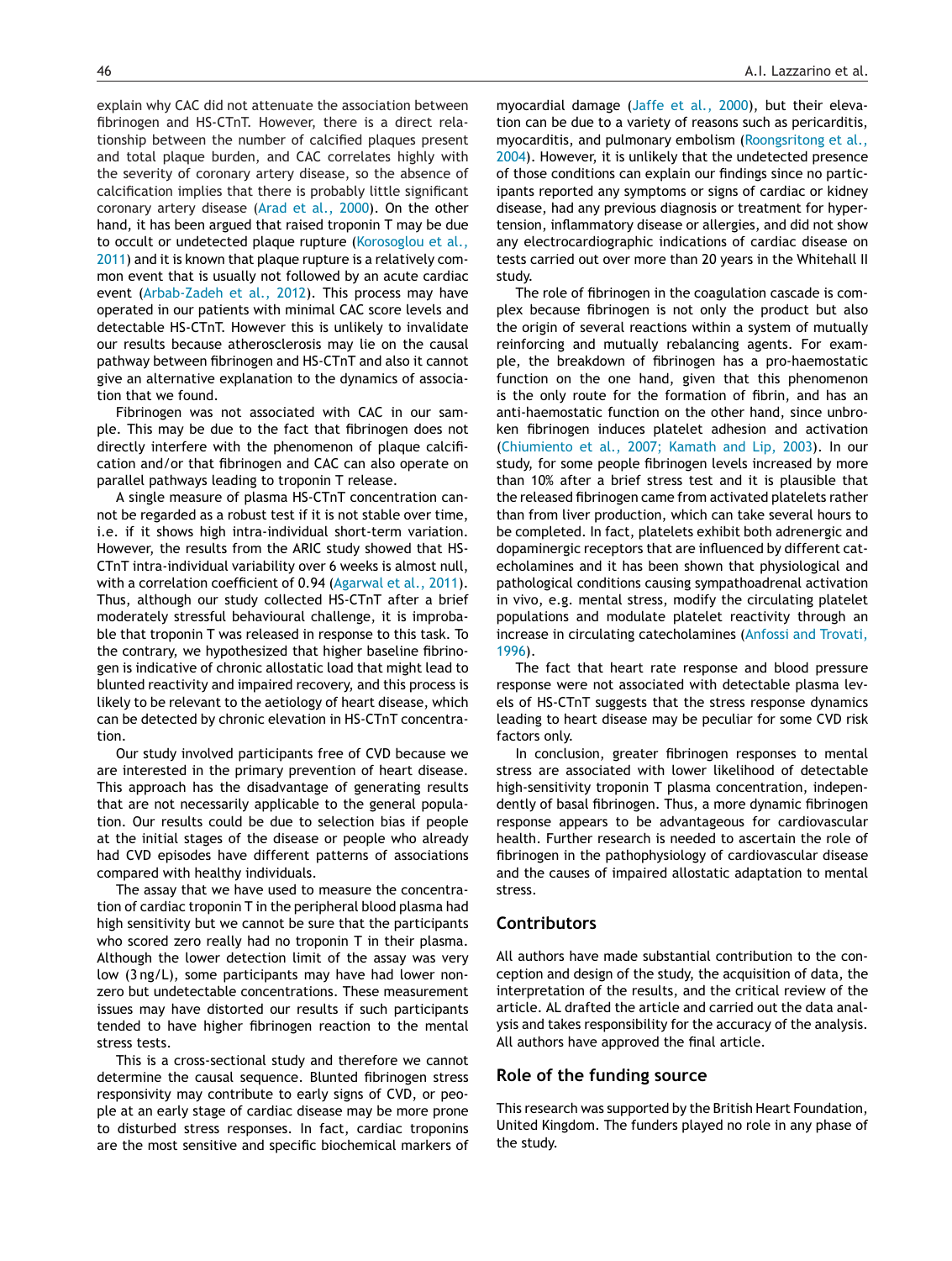explain why CAC did not attenuate the association between fibrinogen and HS-CTnT. However, there is a direct relationship between the number of calcified plaques present and total plaque burden, and CAC correlates highly with the severity of coronary artery disease, so the absence of calcification implies that there is probably little significant coronary artery disease (Arad et al., 2000). On the other hand, it has been argued that raised troponin T may be due to occult or undetected plaque rupture (Korosoglou et al., 2011) and it is known that plaque rupture is a relatively common event that is usually not followed by an acute cardiac event (Arbab-Zadeh et al., 2012). This process may have operated in our patients with minimal CAC score levels and detectable HS-CTnT. However this is unlikely to invalidate our results because atherosclerosis may lie on the causal pathway between fibrinogen and HS-CTnT and also it cannot give an alternative explanation to the dynamics of association that we found.

Fibrinogen was not associated with CAC in our sample. This may be due to the fact that fibrinogen does not directly interfere with the phenomenon of plaque calcification and/or that fibrinogen and CAC can also operate on parallel pathways leading to troponin T release.

A single measure of plasma HS-CTnT concentration cannot be regarded as a robust test if it is not stable over time, i.e. if it shows high intra-individual short-term variation. However, the results from the ARIC study showed that HS-CTnT intra-individual variability over 6 weeks is almost null, with a correlation coefficient of 0.94 (Agarwal et al., 2011). Thus, although our study collected HS-CTnT after a brief moderately stressful behavioural challenge, it is improbable that troponin T was released in response to this task. To the contrary, we hypothesized that higher baseline fibrinogen is indicative of chronic allostatic load that might lead to blunted reactivity and impaired recovery, and this process is likely to be relevant to the aetiology of heart disease, which can be detected by chronic elevation in HS-CTnT concentration.

Our study involved participants free of CVD because we are interested in the primary prevention of heart disease. This approach has the disadvantage of generating results that are not necessarily applicable to the general population. Our results could be due to selection bias if people at the initial stages of the disease or people who already had CVD episodes have different patterns of associations compared with healthy individuals.

The assay that we have used to measure the concentration of cardiac troponin T in the peripheral blood plasma had high sensitivity but we cannot be sure that the participants who scored zero really had no troponin T in their plasma. Although the lower detection limit of the assay was very low (3 ng/L), some participants may have had lower non-zero but undetectable concentrations. These measurement issues may have distorted our results if such participants tended to have higher fibrinogen reaction to the mental stress tests.

This is a cross-sectional study and therefore we cannot determine the causal sequence. Blunted fibrinogen stress responsivity may contribute to early signs of CVD, or people at an early stage of cardiac disease may be more prone to disturbed stress responses. In fact, cardiac troponins are the most sensitive and specific biochemical markers of myocardial damage (Jaffe et al., 2000), but their elevation can be due to a variety of reasons such as pericarditis, myocarditis, and pulmonary embolism (Roongsritong et al., 2004). However, it is unlikely that the undetected presence of those conditions can explain our findings since no participants reported any symptoms or signs of cardiac or kidney disease, had any previous diagnosis or treatment for hypertension, inflammatory disease or allergies, and did not show any electrocardiographic indications of cardiac disease on tests carried out over more than 20 years in the Whitehall II study.

The role of fibrinogen in the coagulation cascade is complex because fibrinogen is not only the product but also the origin of several reactions within a system of mutually reinforcing and mutually rebalancing agents. For example, the breakdown of fibrinogen has a pro-haemostatic function on the one hand, given that this phenomenon is the only route for the formation of fibrin, and has an anti-haemostatic function on the other hand, since unbroken fibrinogen induces platelet adhesion and activation (Chiumiento et al., 2007; Kamath and Lip, 2003). In our study, for some people fibrinogen levels increased by more than 10% after a brief stress test and it is plausible that the released fibrinogen came from activated platelets rather than from liver production, which can take several hours to be completed. In fact, platelets exhibit both adrenergic and dopaminergic receptors that are influenced by different catecholamines and it has been shown that physiological and pathological conditions causing sympathoadrenal activation in vivo, e.g. mental stress, modify the circulating platelet populations and modulate platelet reactivity through an increase in circulating catecholamines (Anfossi and Trovati, 1996).

The fact that heart rate response and blood pressure response were not associated with detectable plasma levels of HS-CTnT suggests that the stress response dynamics leading to heart disease may be peculiar for some CVD risk factors only.

In conclusion, greater fibrinogen responses to mental stress are associated with lower likelihood of detectable high-sensitivity troponin T plasma concentration, independently of basal fibrinogen. Thus, a more dynamic fibrinogen response appears to be advantageous for cardiovascular health. Further research is needed to ascertain the role of fibrinogen in the pathophysiology of cardiovascular disease and the causes of impaired allostatic adaptation to mental stress.

## Contributors

All authors have made substantial contribution to the conception and design of the study, the acquisition of data, the interpretation of the results, and the critical review of the article. AL drafted the article and carried out the data analysis and takes responsibility for the accuracy of the analysis. All authors have approved the final article.

## Role of the funding source

This research was supported by the British Heart Foundation, United Kingdom. The funders played no role in any phase of the study.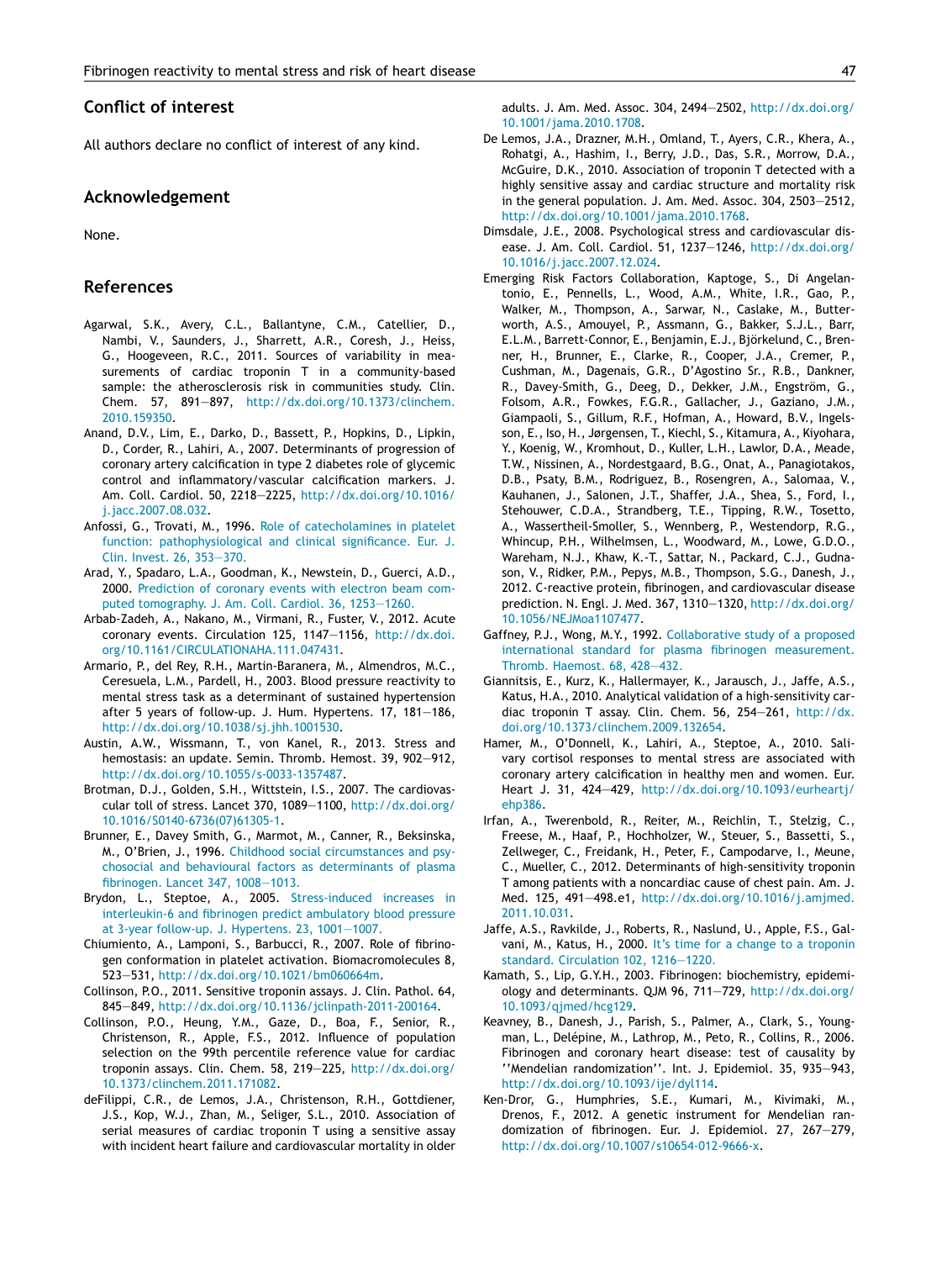## Conflict of interest

All authors declare no conflict of interest of any kind.

## Acknowledgement

None.

## References

Agarwal, S.K., Avery, C.L., Ballantyne, C.M., Catellier, D., Nambi, V., Saunders, J., Sharrett, A.R., Coresh, J., Heiss, G., Hoogeveen, R.C., 2011. Sources of variability in measurements of cardiac troponin T in a community-based sample: the atherosclerosis risk in communities study. Clin. Chem. 57, 891—897, http://dx.doi.org/10.1373/clinchem.2010.159350.

Anand, D.V., Lim, E., Darko, D., Bassett, P., Hopkins, D., Lipkin, D., Corder, R., Lahiri, A., 2007. Determinants of progression of coronary artery calcification in type 2 diabetes role of glycemic control and inflammatory/vascular calcification markers. J. Am. Coll. Cardiol. 50, 2218—2225, http://dx.doi.org/10.1016/j.jacc.2007.08.032.

Anfossi, G., Trovati, M., 1996. Role of catecholamines in platelet function: pathophysiological and clinical significance. Eur. J. Clin. Invest. 26, 353—370.

Arad, Y., Spadaro, L.A., Goodman, K., Newstein, D., Guerci, A.D., 2000. Prediction of coronary events with electron beam computed tomography. J. Am. Coll. Cardiol. 36, 1253—1260.

Arbab-Zadeh, A., Nakano, M., Virmani, R., Fuster, V., 2012. Acute coronary events. Circulation 125, 1147—1156, http://dx.doi.org/10.1161/CIRCULATIONAHA.111.047431.

Armario, P., del Rey, R.H., Martin-Baranera, M., Almendros, M.C., Ceresuela, L.M., Pardell, H., 2003. Blood pressure reactivity to mental stress task as a determinant of sustained hypertension after 5 years of follow-up. J. Hum. Hypertens. 17, 181—186, http://dx.doi.org/10.1038/sj.jhh.1001530.

Austin, A.W., Wissmann, T., von Kanel, R., 2013. Stress and hemostasis: an update. Semin. Thromb. Hemost. 39, 902—912, http://dx.doi.org/10.1055/s-0033-1357487.

Brotman, D.J., Golden, S.H., Wittstein, I.S., 2007. The cardiovascular toll of stress. Lancet 370, 1089—1100, http://dx.doi.org/10.1016/S0140-6736(07)61305-1.

Brunner, E., Davey Smith, G., Marmot, M., Canner, R., Beksinska, M., O'Brien, J., 1996. Childhood social circumstances and psychosocial and behavioural factors as determinants of plasma fibrinogen. Lancet 347, 1008—1013.

Brydon, L., Steptoe, A., 2005. Stress-induced increases in interleukin-6 and fibrinogen predict ambulatory blood pressure at 3-year follow-up. J. Hypertens. 23, 1001—1007.

Chiumiento, A., Lamponi, S., Barbucci, R., 2007. Role of fibrinogen conformation in platelet activation. Biomacromolecules 8, 523—531, http://dx.doi.org/10.1021/bm060664m.

Collinson, P.O., 2011. Sensitive troponin assays. J. Clin. Pathol. 64, 845—849, http://dx.doi.org/10.1136/jclinpath-2011-200164.

Collinson, P.O., Heung, Y.M., Gaze, D., Boa, F., Senior, R., Christenson, R., Apple, F.S., 2012. Influence of population selection on the 99th percentile reference value for cardiac troponin assays. Clin. Chem. 58, 219—225, http://dx.doi.org/10.1373/clinchem.2011.171082.

deFilippi, C.R., de Lemos, J.A., Christenson, R.H., Gottdiener, J.S., Kop, W.J., Zhan, M., Seliger, S.L., 2010. Association of serial measures of cardiac troponin T using a sensitive assay with incident heart failure and cardiovascular mortality in older adults. J. Am. Med. Assoc. 304, 2494—2502, http://dx.doi.org/10.1001/jama.2010.1708.

De Lemos, J.A., Drazner, M.H., Omland, T., Ayers, C.R., Khera, A., Rohatgi, A., Hashim, I., Berry, J.D., Das, S.R., Morrow, D.A., McGuire, D.K., 2010. Association of troponin T detected with a highly sensitive assay and cardiac structure and mortality risk in the general population. J. Am. Med. Assoc. 304, 2503—2512, http://dx.doi.org/10.1001/jama.2010.1768.

Dimsdale, J.E., 2008. Psychological stress and cardiovascular disease. J. Am. Coll. Cardiol. 51, 1237—1246, http://dx.doi.org/10.1016/j.jacc.2007.12.024.

Emerging Risk Factors Collaboration, Kaptoge, S., Di Angelantonio, E., Pennells, L., Wood, A.M., White, I.R., Gao, P., Walker, M., Thompson, A., Sarwar, N., Caslake, M., Butterworth, A.S., Amouyel, P., Assmann, G., Bakker, S.J.L., Barr, E.L.M., Barrett-Connor, E., Benjamin, E.J., Björkelund, C., Brenner, H., Brunner, E., Clarke, R., Cooper, J.A., Cremer, P., Cushman, M., Dagenais, G.R., D'Agostino Sr., R.B., Dankner, R., Davey-Smith, G., Deeg, D., Dekker, J.M., Engström, G., Folsom, A.R., Fowkes, F.G.R., Gallacher, J., Gaziano, J.M., Giampaoli, S., Gillum, R.F., Hofman, A., Howard, B.V., Ingelsson, E., Iso, H., Jørgensen, T., Kiechl, S., Kitamura, A., Kiyohara, Y., Koenig, W., Kromhout, D., Kuller, L.H., Lawlor, D.A., Meade, T.W., Nissinen, A., Nordestgaard, B.G., Onat, A., Panagiotakos, D.B., Psaty, B.M., Rodriguez, B., Rosengren, A., Salomaa, V., Kauhanen, J., Salonen, J.T., Shaffer, J.A., Shea, S., Ford, I., Stehouwer, C.D.A., Strandberg, T.E., Tipping, R.W., Tosetto, A., Wassertheil-Smoller, S., Wennberg, P., Westendorp, R.G., Whincup, P.H., Wilhelmsen, L., Woodward, M., Lowe, G.D.O., Wareham, N.J., Khaw, K.-T., Sattar, N., Packard, C.J., Gudnason, V., Ridker, P.M., Pepys, M.B., Thompson, S.G., Danesh, J., 2012. C-reactive protein, fibrinogen, and cardiovascular disease prediction. N. Engl. J. Med. 367, 1310—1320, http://dx.doi.org/10.1056/NEJMoa1107477.

Gaffney, P.J., Wong, M.Y., 1992. Collaborative study of a proposed international standard for plasma fibrinogen measurement. Thromb. Haemost. 68, 428—432.

Giannitsis, E., Kurz, K., Hallermayer, K., Jarausch, J., Jaffe, A.S., Katus, H.A., 2010. Analytical validation of a high-sensitivity cardiac troponin T assay. Clin. Chem. 56, 254—261, http://dx.doi.org/10.1373/clinchem.2009.132654.

Hamer, M., O'Donnell, K., Lahiri, A., Steptoe, A., 2010. Salivary cortisol responses to mental stress are associated with coronary artery calcification in healthy men and women. Eur. Heart J. 31, 424—429, http://dx.doi.org/10.1093/eurheartj/ehp386.

Irfan, A., Twerenbold, R., Reiter, M., Reichlin, T., Stelzig, C., Freese, M., Haaf, P., Hochholzer, W., Steuer, S., Bassetti, S., Zellweger, C., Freidank, H., Peter, F., Campodarve, I., Meune, C., Mueller, C., 2012. Determinants of high-sensitivity troponin T among patients with a noncardiac cause of chest pain. Am. J. Med. 125, 491—498.e1, http://dx.doi.org/10.1016/j.amjmed.2011.10.031.

Jaffe, A.S., Ravkilde, J., Roberts, R., Naslund, U., Apple, F.S., Galvani, M., Katus, H., 2000. It's time for a change to a troponin standard. Circulation 102, 1216—1220.

Kamath, S., Lip, G.Y.H., 2003. Fibrinogen: biochemistry, epidemiology and determinants. QJM 96, 711—729, http://dx.doi.org/10.1093/qjmed/hcg129.

Keavney, B., Danesh, J., Parish, S., Palmer, A., Clark, S., Youngman, L., Delépine, M., Lathrop, M., Peto, R., Collins, R., 2006. Fibrinogen and coronary heart disease: test of causality by ''Mendelian randomization''. Int. J. Epidemiol. 35, 935—943, http://dx.doi.org/10.1093/ije/dyl114.

Ken-Dror, G., Humphries, S.E., Kumari, M., Kivimaki, M., Drenos, F., 2012. A genetic instrument for Mendelian randomization of fibrinogen. Eur. J. Epidemiol. 27, 267—279, http://dx.doi.org/10.1007/s10654-012-9666-x.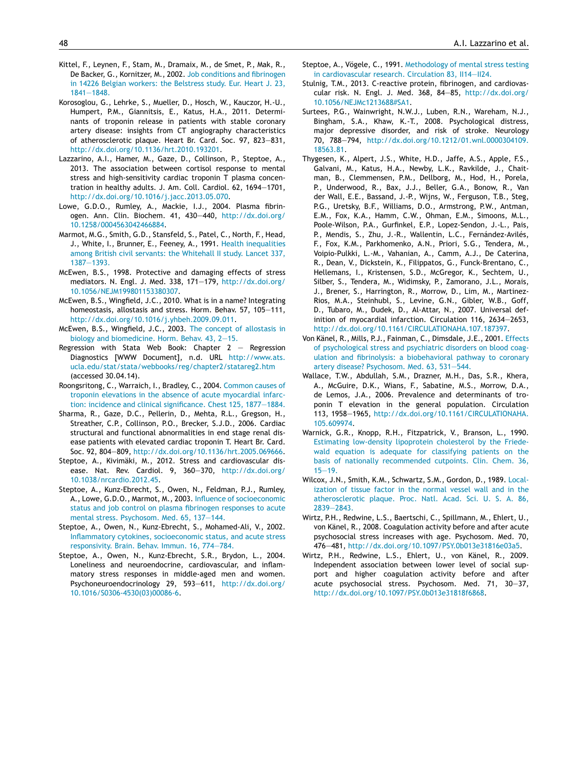Kittel, F., Leynen, F., Stam, M., Dramaix, M., de Smet, P., Mak, R., De Backer, G., Kornitzer, M., 2002. Job conditions and fibrinogen in 14226 Belgian workers: the Belstress study. Eur. Heart J. 23, 1841—1848.

Korosoglou, G., Lehrke, S., Mueller, D., Hosch, W., Kauczor, H.-U., Humpert, P.M., Giannitsis, E., Katus, H.A., 2011. Determinants of troponin release in patients with stable coronary artery disease: insights from CT angiography characteristics of atherosclerotic plaque. Heart Br. Card. Soc. 97, 823—831, http://dx.doi.org/10.1136/hrt.2010.193201.

Lazzarino, A.I., Hamer, M., Gaze, D., Collinson, P., Steptoe, A., 2013. The association between cortisol response to mental stress and high-sensitivity cardiac troponin T plasma concentration in healthy adults. J. Am. Coll. Cardiol. 62, 1694—1701, http://dx.doi.org/10.1016/j.jacc.2013.05.070.

Lowe, G.D.O., Rumley, A., Mackie, I.J., 2004. Plasma fibrinogen. Ann. Clin. Biochem. 41, 430—440, http://dx.doi.org/10.1258/0004563042466884.

Marmot, M.G., Smith, G.D., Stansfeld, S., Patel, C., North, F., Head, J., White, I., Brunner, E., Feeney, A., 1991. Health inequalities among British civil servants: the Whitehall II study. Lancet 337, 1387—1393.

McEwen, B.S., 1998. Protective and damaging effects of stress mediators. N. Engl. J. Med. 338, 171—179, http://dx.doi.org/10.1056/NEJM199801153380307.

McEwen, B.S., Wingfield, J.C., 2010. What is in a name? Integrating homeostasis, allostasis and stress. Horm. Behav. 57, 105—111, http://dx.doi.org/10.1016/j.yhbeh.2009.09.011.

McEwen, B.S., Wingfield, J.C., 2003. The concept of allostasis in biology and biomedicine. Horm. Behav. 43, 2—15.

Regression with Stata Web Book: Chapter 2 — Regression Diagnostics [WWW Document], n.d. URL http://www.ats.ucla.edu/stat/stata/webbooks/reg/chapter2/statareg2.htm (accessed 30.04.14).

Roongsritong, C., Warraich, I., Bradley, C., 2004. Common causes of troponin elevations in the absence of acute myocardial infarction: incidence and clinical significance. Chest 125, 1877—1884.

Sharma, R., Gaze, D.C., Pellerin, D., Mehta, R.L., Gregson, H., Streather, C.P., Collinson, P.O., Brecker, S.J.D., 2006. Cardiac structural and functional abnormalities in end stage renal disease patients with elevated cardiac troponin T. Heart Br. Card. Soc. 92, 804—809, http://dx.doi.org/10.1136/hrt.2005.069666.

Steptoe, A., Kivimäki, M., 2012. Stress and cardiovascular disease. Nat. Rev. Cardiol. 9, 360—370, http://dx.doi.org/10.1038/nrcardio.2012.45.

Steptoe, A., Kunz-Ebrecht, S., Owen, N., Feldman, P.J., Rumley, A., Lowe, G.D.O., Marmot, M., 2003. Influence of socioeconomic status and job control on plasma fibrinogen responses to acute mental stress. Psychosom. Med. 65, 137—144.

Steptoe, A., Owen, N., Kunz-Ebrecht, S., Mohamed-Ali, V., 2002. Inflammatory cytokines, socioeconomic status, and acute stress responsivity. Brain. Behav. Immun. 16, 774—784.

Steptoe, A., Owen, N., Kunz-Ebrecht, S.R., Brydon, L., 2004. Loneliness and neuroendocrine, cardiovascular, and inflammatory stress responses in middle-aged men and women. Psychoneuroendocrinology 29, 593—611, http://dx.doi.org/10.1016/S0306-4530(03)00086-6.

Steptoe, A., Vögele, C., 1991. Methodology of mental stress testing in cardiovascular research. Circulation 83, II14—II24.

Stulnig, T.M., 2013. C-reactive protein, fibrinogen, and cardiovascular risk. N. Engl. J. Med. 368, 84—85, http://dx.doi.org/10.1056/NEJMc1213688#SA1.

Surtees, P.G., Wainwright, N.W.J., Luben, R.N., Wareham, N.J., Bingham, S.A., Khaw, K.-T., 2008. Psychological distress, major depressive disorder, and risk of stroke. Neurology 70, 788—794, http://dx.doi.org/10.1212/01.wnl.0000304109.18563.81.

Thygesen, K., Alpert, J.S., White, H.D., Jaffe, A.S., Apple, F.S., Galvani, M., Katus, H.A., Newby, L.K., Ravkilde, J., Chaitman, B., Clemmensen, P.M., Dellborg, M., Hod, H., Porela, P., Underwood, R., Bax, J.J., Beller, G.A., Bonow, R., Van der Wall, E.E., Bassand, J.-P., Wijns, W., Ferguson, T.B., Steg, P.G., Uretsky, B.F., Williams, D.O., Armstrong, P.W., Antman, E.M., Fox, K.A., Hamm, C.W., Ohman, E.M., Simoons, M.L., Poole-Wilson, P.A., Gurfinkel, E.P., Lopez-Sendon, J.-L., Pais, P., Mendis, S., Zhu, J.-R., Wallentin, L.C., Fernández-Avilés, F., Fox, K.M., Parkhomenko, A.N., Priori, S.G., Tendera, M., Voipio-Pulkki, L.-M., Vahanian, A., Camm, A.J., De Caterina, R., Dean, V., Dickstein, K., Filippatos, G., Funck-Brentano, C., Hellemans, I., Kristensen, S.D., McGregor, K., Sechtem, U., Silber, S., Tendera, M., Widimsky, P., Zamorano, J.L., Morais, J., Brener, S., Harrington, R., Morrow, D., Lim, M., Martinez-Rios, M.A., Steinhubl, S., Levine, G.N., Gibler, W.B., Goff, D., Tubaro, M., Dudek, D., Al-Attar, N., 2007. Universal definition of myocardial infarction. Circulation 116, 2634—2653, http://dx.doi.org/10.1161/CIRCULATIONAHA.107.187397.

Von Känel, R., Mills, P.J., Fainman, C., Dimsdale, J.E., 2001. Effects of psychological stress and psychiatric disorders on blood coagulation and fibrinolysis: a biobehavioral pathway to coronary artery disease? Psychosom. Med. 63, 531—544.

Wallace, T.W., Abdullah, S.M., Drazner, M.H., Das, S.R., Khera, A., McGuire, D.K., Wians, F., Sabatine, M.S., Morrow, D.A., de Lemos, J.A., 2006. Prevalence and determinants of troponin T elevation in the general population. Circulation 113, 1958—1965, http://dx.doi.org/10.1161/CIRCULATIONAHA.105.609974.

Warnick, G.R., Knopp, R.H., Fitzpatrick, V., Branson, L., 1990. Estimating low-density lipoprotein cholesterol by the Friedewald equation is adequate for classifying patients on the basis of nationally recommended cutpoints. Clin. Chem. 36, 15—19.

Wilcox, J.N., Smith, K.M., Schwartz, S.M., Gordon, D., 1989. Localization of tissue factor in the normal vessel wall and in the atherosclerotic plaque. Proc. Natl. Acad. Sci. U. S. A. 86, 2839—2843.

Wirtz, P.H., Redwine, L.S., Baertschi, C., Spillmann, M., Ehlert, U., von Känel, R., 2008. Coagulation activity before and after acute psychosocial stress increases with age. Psychosom. Med. 70, 476—481, http://dx.doi.org/10.1097/PSY.0b013e31816e03a5.

Wirtz, P.H., Redwine, L.S., Ehlert, U., von Känel, R., 2009. Independent association between lower level of social support and higher coagulation activity before and after acute psychosocial stress. Psychosom. Med. 71, 30—37, http://dx.doi.org/10.1097/PSY.0b013e31818f6868.